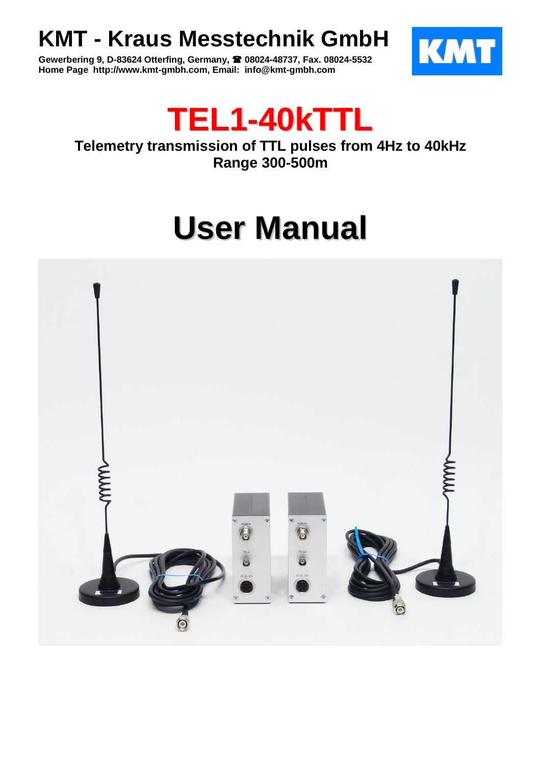# KMT - Kraus Messtechnik GmbH

**Gewerbering 9, D-83624 Otterfing, Germany, ☎ 08024-48737, Fax. 08024-5532**
**Home Page http://www.kmt-gmbh.com, Email: info@kmt-gmbh.com**

# TEL1-40kTTL

**Telemetry transmission of TTL pulses from 4Hz to 40kHz**
**Range 300-500m**

# User Manual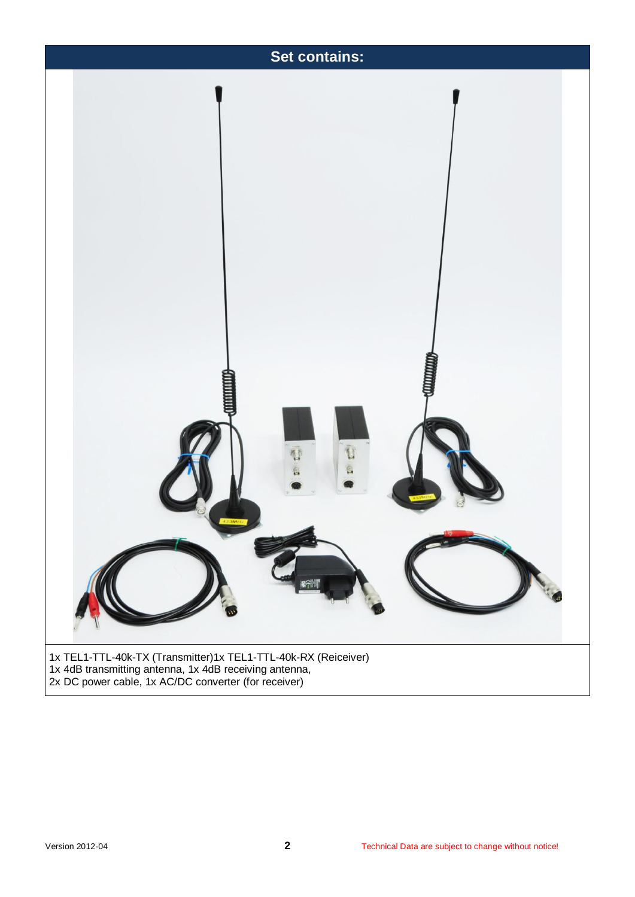## Set contains:

1x TEL1-TTL-40k-TX (Transmitter)1x TEL1-TTL-40k-RX (Reiceiver)
1x 4dB transmitting antenna, 1x 4dB receiving antenna,
2x DC power cable, 1x AC/DC converter (for receiver)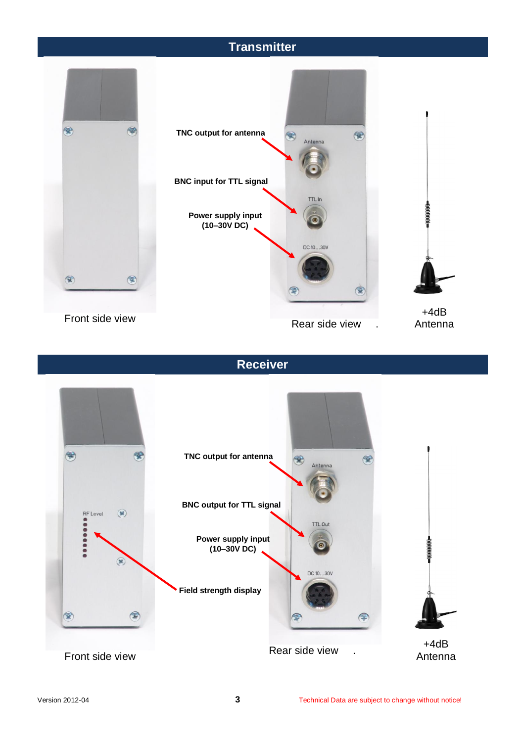## Transmitter

TNC output for antenna

BNC input for TTL signal

Power supply input (10–30V DC)

Front side view

Rear side view

+4dB Antenna

## Receiver

TNC output for antenna

BNC output for TTL signal

Power supply input (10–30V DC)

Field strength display

Front side view

Rear side view

+4dB Antenna

Version 2012-04

Technical Data are subject to change without notice!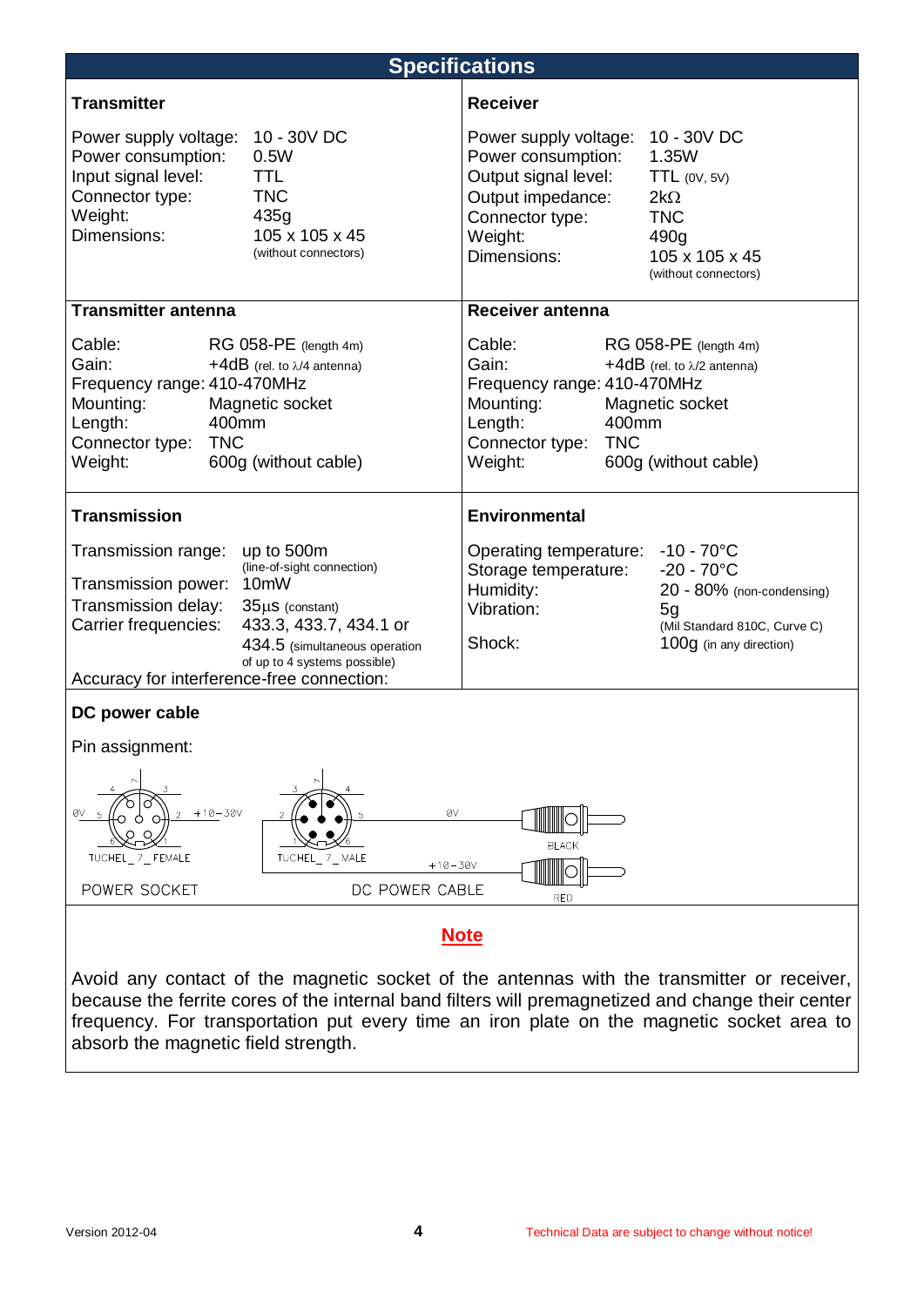## Specifications

### Transmitter

| | |
|---|---|
| Power supply voltage: | 10 - 30V DC |
| Power consumption: | 0.5W |
| Input signal level: | TTL |
| Connector type: | TNC |
| Weight: | 435g |
| Dimensions: | 105 x 105 x 45 (without connectors) |

### Receiver

| | |
|---|---|
| Power supply voltage: | 10 - 30V DC |
| Power consumption: | 1.35W |
| Output signal level: | TTL (0V, 5V) |
| Output impedance: | 2kΩ |
| Connector type: | TNC |
| Weight: | 490g |
| Dimensions: | 105 x 105 x 45 (without connectors) |

### Transmitter antenna

| | |
|---|---|
| Cable: | RG 058-PE (length 4m) |
| Gain: | +4dB (rel. to $\lambda/4$ antenna) |
| Frequency range: | 410-470MHz |
| Mounting: | Magnetic socket |
| Length: | 400mm |
| Connector type: | TNC |
| Weight: | 600g (without cable) |

### Receiver antenna

| | |
|---|---|
| Cable: | RG 058-PE (length 4m) |
| Gain: | +4dB (rel. to $\lambda/2$ antenna) |
| Frequency range: | 410-470MHz |
| Mounting: | Magnetic socket |
| Length: | 400mm |
| Connector type: | TNC |
| Weight: | 600g (without cable) |

### Transmission

| | |
|---|---|
| Transmission range: | up to 500m (line-of-sight connection) |
| Transmission power: | 10mW |
| Transmission delay: | 35µs (constant) |
| Carrier frequencies: | 433.3, 433.7, 434.1 or 434.5 (simultaneous operation of up to 4 systems possible) |

Accuracy for interference-free connection:

### Environmental

| | |
|---|---|
| Operating temperature: | -10 - 70°C |
| Storage temperature: | -20 - 70°C |
| Humidity: | 20 - 80% (non-condensing) |
| Vibration: | 5g (Mil Standard 810C, Curve C) |
| Shock: | 100g (in any direction) |

### DC power cable

Pin assignment:

POWER SOCKET: TUCHEL_7_FEMALE — pin 5: 0V, pin 2: +10−30V

DC POWER CABLE: TUCHEL_7_MALE — 0V: BLACK, +10−30V: RED

### Note

Avoid any contact of the magnetic socket of the antennas with the transmitter or receiver, because the ferrite cores of the internal band filters will premagnetized and change their center frequency. For transportation put every time an iron plate on the magnetic socket area to absorb the magnetic field strength.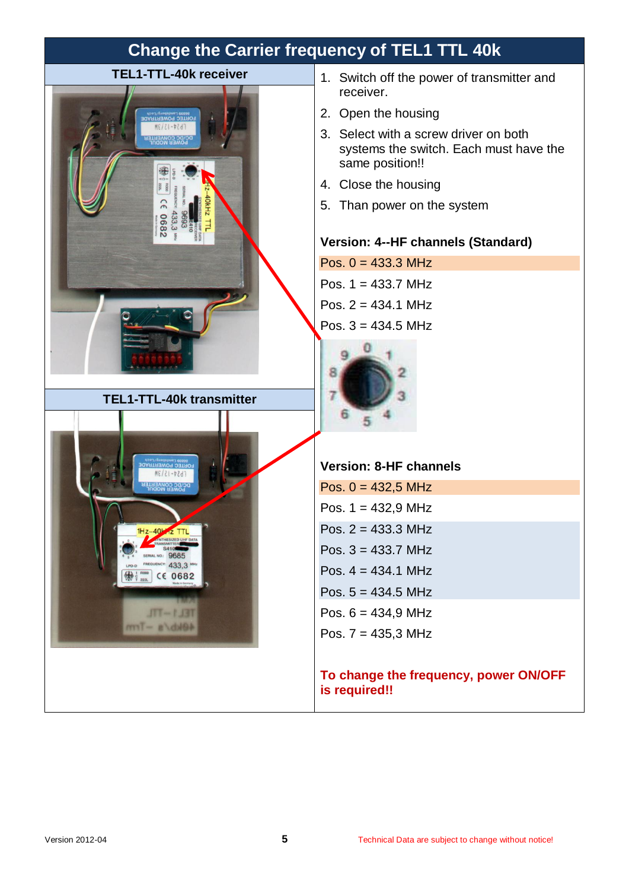# Change the Carrier frequency of TEL1 TTL 40k

### TEL1-TTL-40k receiver

### TEL1-TTL-40k transmitter

1. Switch off the power of transmitter and receiver.
2. Open the housing
3. Select with a screw driver on both systems the switch. Each must have the same position!!
4. Close the housing
5. Than power on the system

**Version: 4--HF channels (Standard)**

Pos. 0 = 433.3 MHz

Pos. 1 = 433.7 MHz

Pos. 2 = 434.1 MHz

Pos. 3 = 434.5 MHz

**Version: 8-HF channels**

Pos. 0 = 432,5 MHz

Pos. 1 = 432,9 MHz

Pos. 2 = 433.3 MHz

Pos. 3 = 433.7 MHz

Pos. 4 = 434.1 MHz

Pos. 5 = 434.5 MHz

Pos. 6 = 434,9 MHz

Pos. 7 = 435,3 MHz

**To change the frequency, power ON/OFF is required!!**

Version 2012-04

Technical Data are subject to change without notice!